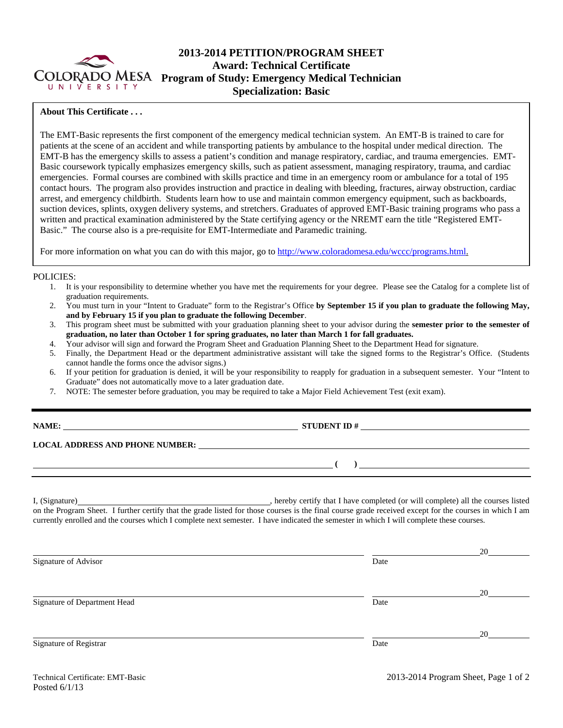# 2013-2014 PETITION/PROGRAM SHEET
## Award: Technical Certificate
## Program of Study: Emergency Medical Technician
## Specialization: Basic

**About This Certificate . . .**

The EMT-Basic represents the first component of the emergency medical technician system. An EMT-B is trained to care for patients at the scene of an accident and while transporting patients by ambulance to the hospital under medical direction. The EMT-B has the emergency skills to assess a patient's condition and manage respiratory, cardiac, and trauma emergencies. EMT-Basic coursework typically emphasizes emergency skills, such as patient assessment, managing respiratory, trauma, and cardiac emergencies. Formal courses are combined with skills practice and time in an emergency room or ambulance for a total of 195 contact hours. The program also provides instruction and practice in dealing with bleeding, fractures, airway obstruction, cardiac arrest, and emergency childbirth. Students learn how to use and maintain common emergency equipment, such as backboards, suction devices, splints, oxygen delivery systems, and stretchers. Graduates of approved EMT-Basic training programs who pass a written and practical examination administered by the State certifying agency or the NREMT earn the title "Registered EMT-Basic." The course also is a pre-requisite for EMT-Intermediate and Paramedic training.

For more information on what you can do with this major, go to http://www.coloradomesa.edu/wccc/programs.html.

POLICIES:

1. It is your responsibility to determine whether you have met the requirements for your degree. Please see the Catalog for a complete list of graduation requirements.
2. You must turn in your "Intent to Graduate" form to the Registrar's Office **by September 15 if you plan to graduate the following May, and by February 15 if you plan to graduate the following December**.
3. This program sheet must be submitted with your graduation planning sheet to your advisor during the **semester prior to the semester of graduation, no later than October 1 for spring graduates, no later than March 1 for fall graduates.**
4. Your advisor will sign and forward the Program Sheet and Graduation Planning Sheet to the Department Head for signature.
5. Finally, the Department Head or the department administrative assistant will take the signed forms to the Registrar's Office. (Students cannot handle the forms once the advisor signs.)
6. If your petition for graduation is denied, it will be your responsibility to reapply for graduation in a subsequent semester. Your "Intent to Graduate" does not automatically move to a later graduation date.
7. NOTE: The semester before graduation, you may be required to take a Major Field Achievement Test (exit exam).

**NAME:** ______________________________ **STUDENT ID #** ______________________________

**LOCAL ADDRESS AND PHONE NUMBER:** ______________________________

______________________________ **( )** ______________________________

I, (Signature)______________________________, hereby certify that I have completed (or will complete) all the courses listed on the Program Sheet. I further certify that the grade listed for those courses is the final course grade received except for the courses in which I am currently enrolled and the courses which I complete next semester. I have indicated the semester in which I will complete these courses.

______________________________ ______________ 20______
Signature of Advisor Date

______________________________ ______________ 20______
Signature of Department Head Date

______________________________ ______________ 20______
Signature of Registrar Date

Technical Certificate: EMT-Basic
Posted 6/1/13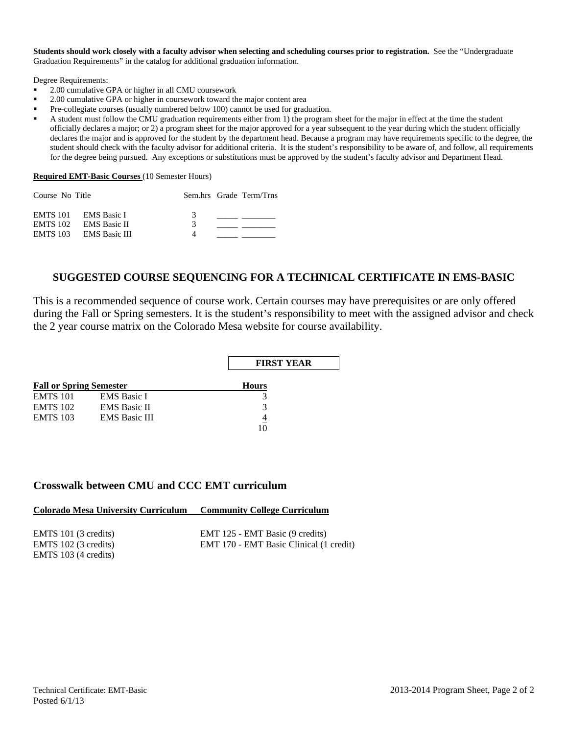**Students should work closely with a faculty advisor when selecting and scheduling courses prior to registration.** See the "Undergraduate Graduation Requirements" in the catalog for additional graduation information.

Degree Requirements:

- 2.00 cumulative GPA or higher in all CMU coursework
- 2.00 cumulative GPA or higher in coursework toward the major content area
- Pre-collegiate courses (usually numbered below 100) cannot be used for graduation.
- A student must follow the CMU graduation requirements either from 1) the program sheet for the major in effect at the time the student officially declares a major; or 2) a program sheet for the major approved for a year subsequent to the year during which the student officially declares the major and is approved for the student by the department head. Because a program may have requirements specific to the degree, the student should check with the faculty advisor for additional criteria. It is the student's responsibility to be aware of, and follow, all requirements for the degree being pursued. Any exceptions or substitutions must be approved by the student's faculty advisor and Department Head.

**Required EMT-Basic Courses** (10 Semester Hours)

| Course No | Title | Sem.hrs | Grade | Term/Trns |
|---|---|---|---|---|
| EMTS 101 | EMS Basic I | 3 | _____ | ________ |
| EMTS 102 | EMS Basic II | 3 | _____ | ________ |
| EMTS 103 | EMS Basic III | 4 | _____ | ________ |

## SUGGESTED COURSE SEQUENCING FOR A TECHNICAL CERTIFICATE IN EMS-BASIC

This is a recommended sequence of course work. Certain courses may have prerequisites or are only offered during the Fall or Spring semesters. It is the student's responsibility to meet with the assigned advisor and check the 2 year course matrix on the Colorado Mesa website for course availability.

**FIRST YEAR**

| Fall or Spring Semester | | Hours |
|---|---|---|
| EMTS 101 | EMS Basic I | 3 |
| EMTS 102 | EMS Basic II | 3 |
| EMTS 103 | EMS Basic III | 4 |
| | | 10 |

### Crosswalk between CMU and CCC EMT curriculum

| Colorado Mesa University Curriculum | Community College Curriculum |
|---|---|
| EMTS 101 (3 credits) | EMT 125 - EMT Basic (9 credits) |
| EMTS 102 (3 credits) | EMT 170 - EMT Basic Clinical (1 credit) |
| EMTS 103 (4 credits) | |

Technical Certificate: EMT-Basic
Posted 6/1/13